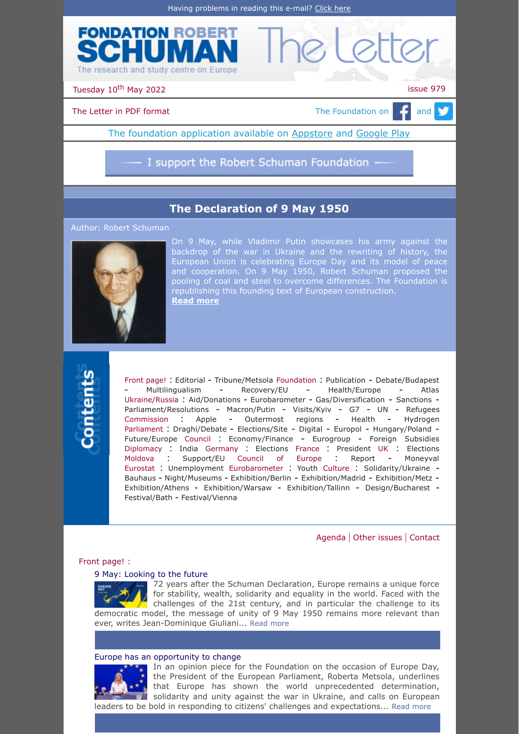Having problems in reading this e-mail? Click here

# FONDATION ROBERT SCHUMAN — The Letter

The research and study centre on Europe

Tuesday 10th May 2022 — issue 979

The Letter in PDF format — The Foundation on and

The foundation application available on Appstore and Google Play

I support the Robert Schuman Foundation

## The Declaration of 9 May 1950

Author: Robert Schuman

On 9 May, while Vladimir Putin showcases his army against the backdrop of the war in Ukraine and the rewriting of history, the European Union is celebrating Europe Day and its model of peace and cooperation. On 9 May 1950, Robert Schuman proposed the pooling of coal and steel to overcome differences. The Foundation is republishing this founding text of European construction.
**Read more**

## Contents

Front page! : Editorial - Tribune/Metsola Foundation : Publication - Debate/Budapest - Multilingualism - Recovery/EU - Health/Europe - Atlas Ukraine/Russia : Aid/Donations - Eurobarometer - Gas/Diversification - Sanctions - Parliament/Resolutions - Macron/Putin - Visits/Kyiv - G7 - UN - Refugees Commission : Apple - Outermost regions - Health - Hydrogen Parliament : Draghi/Debate - Elections/Site - Digital - Europol - Hungary/Poland - Future/Europe Council : Economy/Finance - Eurogroup - Foreign Subsidies Diplomacy : India Germany : Elections France : President UK : Elections Moldova : Support/EU Council of Europe : Report - Moneyval Eurostat : Unemployment Eurobarometer : Youth Culture : Solidarity/Ukraine - Bauhaus - Night/Museums - Exhibition/Berlin - Exhibition/Madrid - Exhibition/Metz - Exhibition/Athens - Exhibition/Warsaw - Exhibition/Tallinn - Design/Bucharest - Festival/Bath - Festival/Vienna

Agenda | Other issues | Contact

### Front page! :

#### 9 May: Looking to the future

72 years after the Schuman Declaration, Europe remains a unique force for stability, wealth, solidarity and equality in the world. Faced with the challenges of the 21st century, and in particular the challenge to its democratic model, the message of unity of 9 May 1950 remains more relevant than ever, writes Jean-Dominique Giuliani... Read more

#### Europe has an opportunity to change

In an opinion piece for the Foundation on the occasion of Europe Day, the President of the European Parliament, Roberta Metsola, underlines that Europe has shown the world unprecedented determination, solidarity and unity against the war in Ukraine, and calls on European leaders to be bold in responding to citizens' challenges and expectations... Read more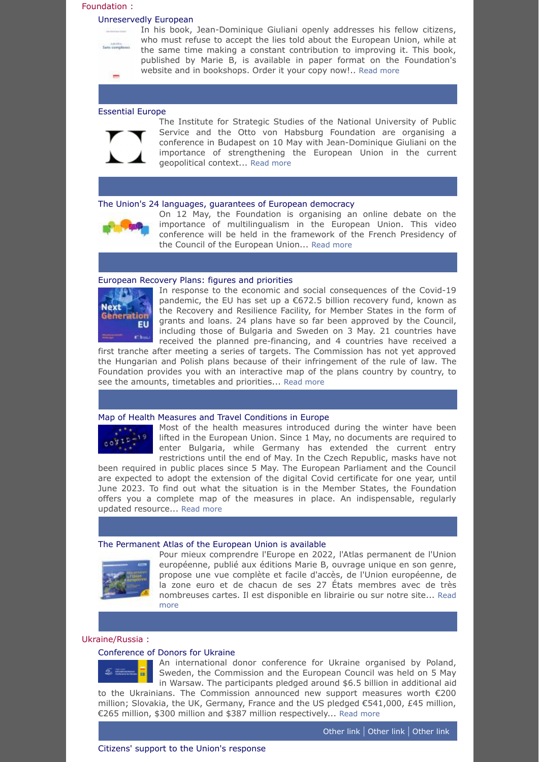## Foundation :

### Unreservedly European

In his book, Jean-Dominique Giuliani openly addresses his fellow citizens, who must refuse to accept the lies told about the European Union, while at the same time making a constant contribution to improving it. This book, published by Marie B, is available in paper format on the Foundation's website and in bookshops. Order it your copy now!.. Read more

### Essential Europe

The Institute for Strategic Studies of the National University of Public Service and the Otto von Habsburg Foundation are organising a conference in Budapest on 10 May with Jean-Dominique Giuliani on the importance of strengthening the European Union in the current geopolitical context... Read more

### The Union's 24 languages, guarantees of European democracy

On 12 May, the Foundation is organising an online debate on the importance of multilingualism in the European Union. This video conference will be held in the framework of the French Presidency of the Council of the European Union... Read more

### European Recovery Plans: figures and priorities

In response to the economic and social consequences of the Covid-19 pandemic, the EU has set up a €672.5 billion recovery fund, known as the Recovery and Resilience Facility, for Member States in the form of grants and loans. 24 plans have so far been approved by the Council, including those of Bulgaria and Sweden on 3 May. 21 countries have received the planned pre-financing, and 4 countries have received a first tranche after meeting a series of targets. The Commission has not yet approved the Hungarian and Polish plans because of their infringement of the rule of law. The Foundation provides you with an interactive map of the plans country by country, to see the amounts, timetables and priorities... Read more

### Map of Health Measures and Travel Conditions in Europe

Most of the health measures introduced during the winter have been lifted in the European Union. Since 1 May, no documents are required to enter Bulgaria, while Germany has extended the current entry restrictions until the end of May. In the Czech Republic, masks have not been required in public places since 5 May. The European Parliament and the Council are expected to adopt the extension of the digital Covid certificate for one year, until June 2023. To find out what the situation is in the Member States, the Foundation offers you a complete map of the measures in place. An indispensable, regularly updated resource... Read more

### The Permanent Atlas of the European Union is available

Pour mieux comprendre l'Europe en 2022, l'Atlas permanent de l'Union européenne, publié aux éditions Marie B, ouvrage unique en son genre, propose une vue complète et facile d'accès, de l'Union européenne, de la zone euro et de chacun de ses 27 États membres avec de très nombreuses cartes. Il est disponible en librairie ou sur notre site... Read more

## Ukraine/Russia :

### Conference of Donors for Ukraine

An international donor conference for Ukraine organised by Poland, Sweden, the Commission and the European Council was held on 5 May in Warsaw. The participants pledged around $6.5 billion in additional aid to the Ukrainians. The Commission announced new support measures worth €200 million; Slovakia, the UK, Germany, France and the US pledged €541,000, £45 million, €265 million, $300 million and $387 million respectively... Read more

Other link | Other link | Other link

### Citizens' support to the Union's response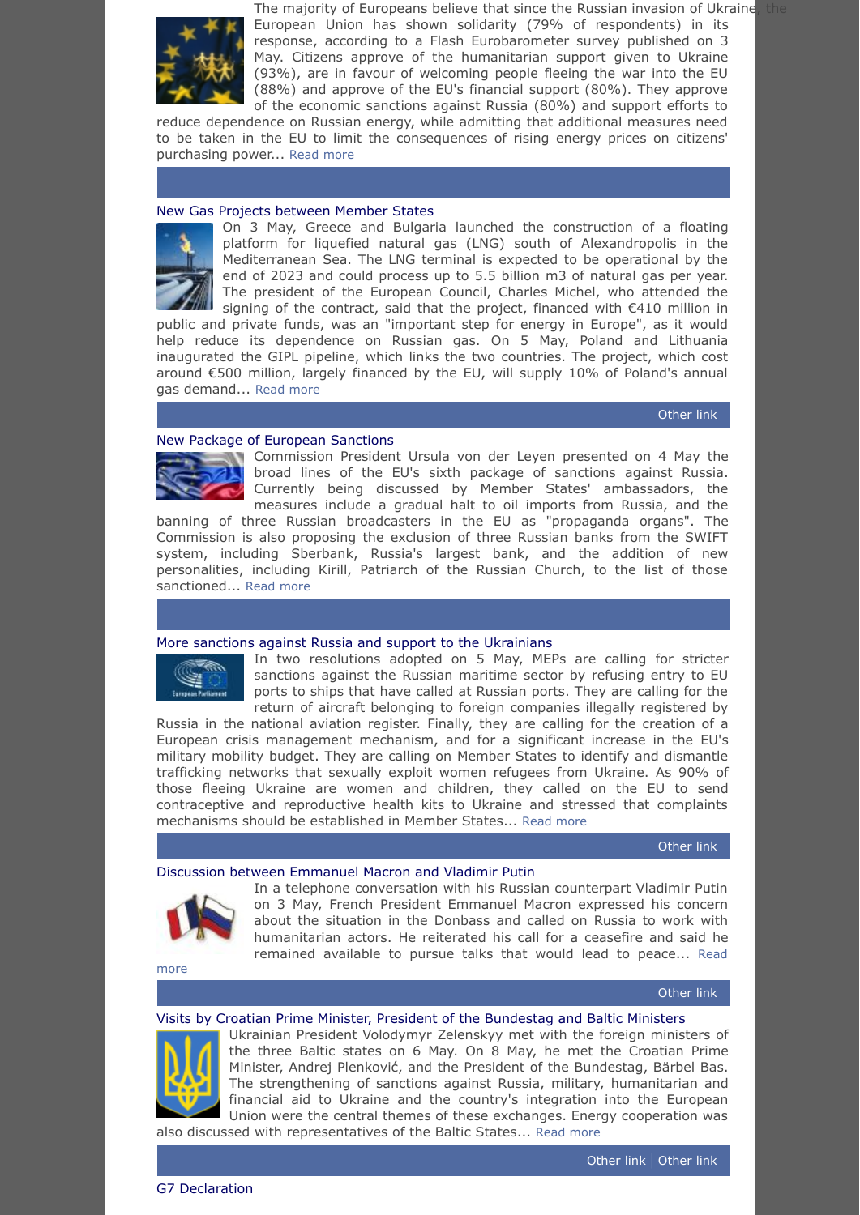The majority of Europeans believe that since the Russian invasion of Ukraine, the European Union has shown solidarity (79% of respondents) in its response, according to a Flash Eurobarometer survey published on 3 May. Citizens approve of the humanitarian support given to Ukraine (93%), are in favour of welcoming people fleeing the war into the EU (88%) and approve of the EU's financial support (80%). They approve of the economic sanctions against Russia (80%) and support efforts to reduce dependence on Russian energy, while admitting that additional measures need to be taken in the EU to limit the consequences of rising energy prices on citizens' purchasing power... Read more

### New Gas Projects between Member States

On 3 May, Greece and Bulgaria launched the construction of a floating platform for liquefied natural gas (LNG) south of Alexandropolis in the Mediterranean Sea. The LNG terminal is expected to be operational by the end of 2023 and could process up to 5.5 billion m3 of natural gas per year. The president of the European Council, Charles Michel, who attended the signing of the contract, said that the project, financed with €410 million in public and private funds, was an "important step for energy in Europe", as it would help reduce its dependence on Russian gas. On 5 May, Poland and Lithuania inaugurated the GIPL pipeline, which links the two countries. The project, which cost around €500 million, largely financed by the EU, will supply 10% of Poland's annual gas demand... Read more

Other link

### New Package of European Sanctions

Commission President Ursula von der Leyen presented on 4 May the broad lines of the EU's sixth package of sanctions against Russia. Currently being discussed by Member States' ambassadors, the measures include a gradual halt to oil imports from Russia, and the banning of three Russian broadcasters in the EU as "propaganda organs". The Commission is also proposing the exclusion of three Russian banks from the SWIFT system, including Sberbank, Russia's largest bank, and the addition of new personalities, including Kirill, Patriarch of the Russian Church, to the list of those sanctioned... Read more

### More sanctions against Russia and support to the Ukrainians

In two resolutions adopted on 5 May, MEPs are calling for stricter sanctions against the Russian maritime sector by refusing entry to EU ports to ships that have called at Russian ports. They are calling for the return of aircraft belonging to foreign companies illegally registered by Russia in the national aviation register. Finally, they are calling for the creation of a European crisis management mechanism, and for a significant increase in the EU's military mobility budget. They are calling on Member States to identify and dismantle trafficking networks that sexually exploit women refugees from Ukraine. As 90% of those fleeing Ukraine are women and children, they called on the EU to send contraceptive and reproductive health kits to Ukraine and stressed that complaints mechanisms should be established in Member States... Read more

Other link

### Discussion between Emmanuel Macron and Vladimir Putin

In a telephone conversation with his Russian counterpart Vladimir Putin on 3 May, French President Emmanuel Macron expressed his concern about the situation in the Donbass and called on Russia to work with humanitarian actors. He reiterated his call for a ceasefire and said he remained available to pursue talks that would lead to peace... Read more

Other link

### Visits by Croatian Prime Minister, President of the Bundestag and Baltic Ministers

Ukrainian President Volodymyr Zelenskyy met with the foreign ministers of the three Baltic states on 6 May. On 8 May, he met the Croatian Prime Minister, Andrej Plenković, and the President of the Bundestag, Bärbel Bas. The strengthening of sanctions against Russia, military, humanitarian and financial aid to Ukraine and the country's integration into the European Union were the central themes of these exchanges. Energy cooperation was also discussed with representatives of the Baltic States... Read more

Other link | Other link

### G7 Declaration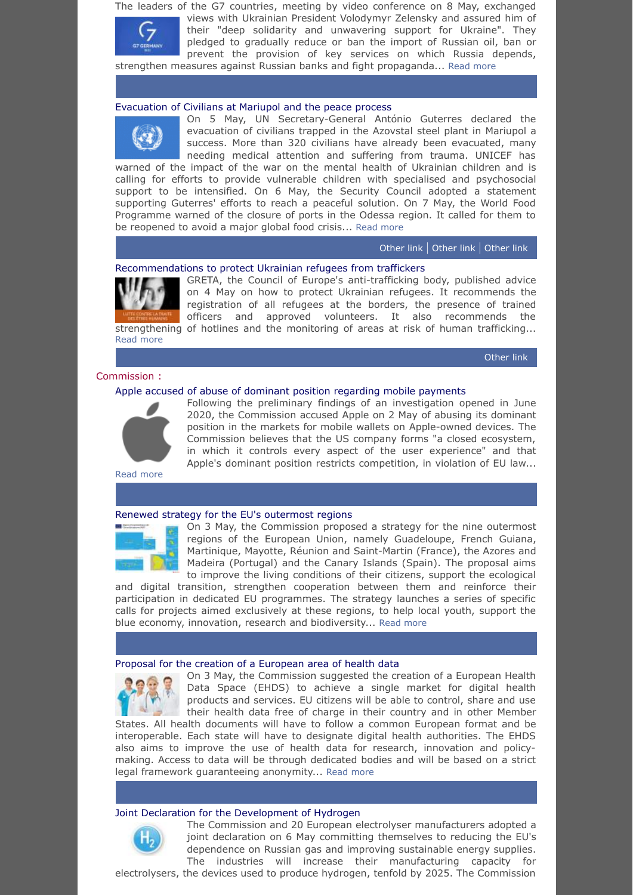The leaders of the G7 countries, meeting by video conference on 8 May, exchanged views with Ukrainian President Volodymyr Zelensky and assured him of their "deep solidarity and unwavering support for Ukraine". They pledged to gradually reduce or ban the import of Russian oil, ban or prevent the provision of key services on which Russia depends, strengthen measures against Russian banks and fight propaganda... Read more

### Evacuation of Civilians at Mariupol and the peace process

On 5 May, UN Secretary-General António Guterres declared the evacuation of civilians trapped in the Azovstal steel plant in Mariupol a success. More than 320 civilians have already been evacuated, many needing medical attention and suffering from trauma. UNICEF has warned of the impact of the war on the mental health of Ukrainian children and is calling for efforts to provide vulnerable children with specialised and psychosocial support to be intensified. On 6 May, the Security Council adopted a statement supporting Guterres' efforts to reach a peaceful solution. On 7 May, the World Food Programme warned of the closure of ports in the Odessa region. It called for them to be reopened to avoid a major global food crisis... Read more

Other link | Other link | Other link

### Recommendations to protect Ukrainian refugees from traffickers

GRETA, the Council of Europe's anti-trafficking body, published advice on 4 May on how to protect Ukrainian refugees. It recommends the registration of all refugees at the borders, the presence of trained officers and approved volunteers. It also recommends the strengthening of hotlines and the monitoring of areas at risk of human trafficking... Read more

Other link

## Commission :

### Apple accused of abuse of dominant position regarding mobile payments

Following the preliminary findings of an investigation opened in June 2020, the Commission accused Apple on 2 May of abusing its dominant position in the markets for mobile wallets on Apple-owned devices. The Commission believes that the US company forms "a closed ecosystem, in which it controls every aspect of the user experience" and that Apple's dominant position restricts competition, in violation of EU law... Read more

### Renewed strategy for the EU's outermost regions

On 3 May, the Commission proposed a strategy for the nine outermost regions of the European Union, namely Guadeloupe, French Guiana, Martinique, Mayotte, Réunion and Saint-Martin (France), the Azores and Madeira (Portugal) and the Canary Islands (Spain). The proposal aims to improve the living conditions of their citizens, support the ecological and digital transition, strengthen cooperation between them and reinforce their participation in dedicated EU programmes. The strategy launches a series of specific calls for projects aimed exclusively at these regions, to help local youth, support the blue economy, innovation, research and biodiversity... Read more

### Proposal for the creation of a European area of health data

On 3 May, the Commission suggested the creation of a European Health Data Space (EHDS) to achieve a single market for digital health products and services. EU citizens will be able to control, share and use their health data free of charge in their country and in other Member States. All health documents will have to follow a common European format and be interoperable. Each state will have to designate digital health authorities. The EHDS also aims to improve the use of health data for research, innovation and policy-making. Access to data will be through dedicated bodies and will be based on a strict legal framework guaranteeing anonymity... Read more

### Joint Declaration for the Development of Hydrogen

The Commission and 20 European electrolyser manufacturers adopted a joint declaration on 6 May committing themselves to reducing the EU's dependence on Russian gas and improving sustainable energy supplies. The industries will increase their manufacturing capacity for electrolysers, the devices used to produce hydrogen, tenfold by 2025. The Commission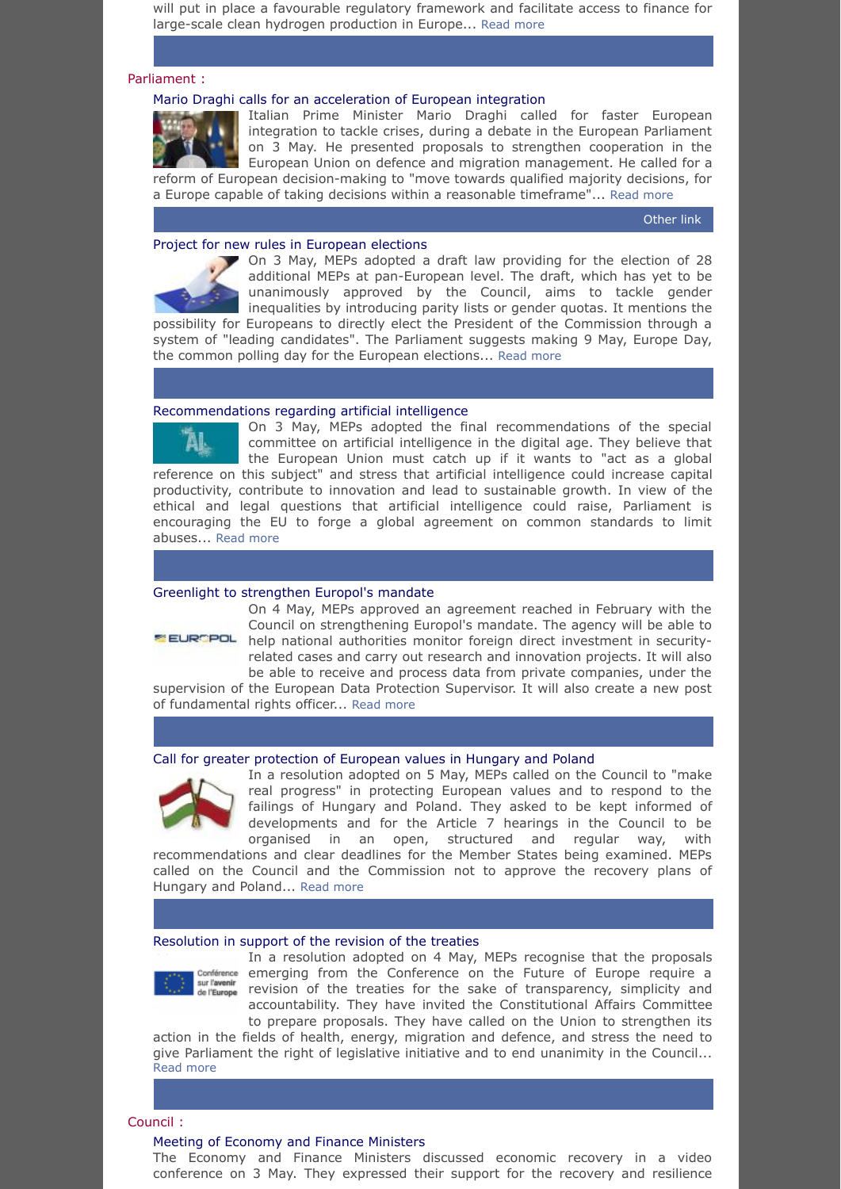will put in place a favourable regulatory framework and facilitate access to finance for large-scale clean hydrogen production in Europe... Read more

Parliament :

### Mario Draghi calls for an acceleration of European integration

Italian Prime Minister Mario Draghi called for faster European integration to tackle crises, during a debate in the European Parliament on 3 May. He presented proposals to strengthen cooperation in the European Union on defence and migration management. He called for a reform of European decision-making to "move towards qualified majority decisions, for a Europe capable of taking decisions within a reasonable timeframe"... Read more

Other link

### Project for new rules in European elections

On 3 May, MEPs adopted a draft law providing for the election of 28 additional MEPs at pan-European level. The draft, which has yet to be unanimously approved by the Council, aims to tackle gender inequalities by introducing parity lists or gender quotas. It mentions the possibility for Europeans to directly elect the President of the Commission through a system of "leading candidates". The Parliament suggests making 9 May, Europe Day, the common polling day for the European elections... Read more

### Recommendations regarding artificial intelligence

On 3 May, MEPs adopted the final recommendations of the special committee on artificial intelligence in the digital age. They believe that the European Union must catch up if it wants to "act as a global reference on this subject" and stress that artificial intelligence could increase capital productivity, contribute to innovation and lead to sustainable growth. In view of the ethical and legal questions that artificial intelligence could raise, Parliament is encouraging the EU to forge a global agreement on common standards to limit abuses... Read more

### Greenlight to strengthen Europol's mandate

On 4 May, MEPs approved an agreement reached in February with the Council on strengthening Europol's mandate. The agency will be able to help national authorities monitor foreign direct investment in security-related cases and carry out research and innovation projects. It will also be able to receive and process data from private companies, under the supervision of the European Data Protection Supervisor. It will also create a new post of fundamental rights officer... Read more

### Call for greater protection of European values in Hungary and Poland

In a resolution adopted on 5 May, MEPs called on the Council to "make real progress" in protecting European values and to respond to the failings of Hungary and Poland. They asked to be kept informed of developments and for the Article 7 hearings in the Council to be organised in an open, structured and regular way, with recommendations and clear deadlines for the Member States being examined. MEPs called on the Council and the Commission not to approve the recovery plans of Hungary and Poland... Read more

### Resolution in support of the revision of the treaties

In a resolution adopted on 4 May, MEPs recognise that the proposals emerging from the Conference on the Future of Europe require a revision of the treaties for the sake of transparency, simplicity and accountability. They have invited the Constitutional Affairs Committee to prepare proposals. They have called on the Union to strengthen its action in the fields of health, energy, migration and defence, and stress the need to give Parliament the right of legislative initiative and to end unanimity in the Council... Read more

Council :

### Meeting of Economy and Finance Ministers

The Economy and Finance Ministers discussed economic recovery in a video conference on 3 May. They expressed their support for the recovery and resilience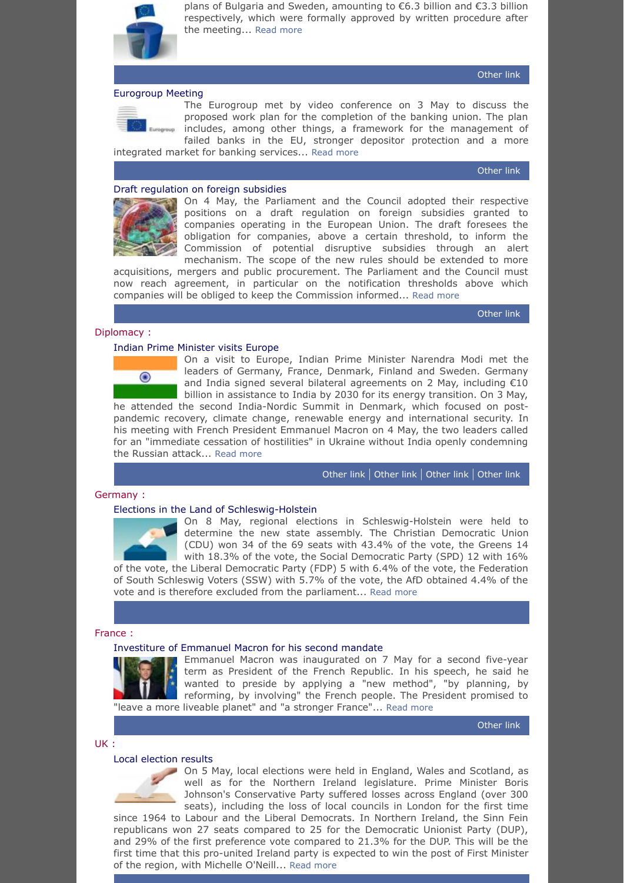plans of Bulgaria and Sweden, amounting to €6.3 billion and €3.3 billion respectively, which were formally approved by written procedure after the meeting... Read more

Other link

### Eurogroup Meeting

The Eurogroup met by video conference on 3 May to discuss the proposed work plan for the completion of the banking union. The plan includes, among other things, a framework for the management of failed banks in the EU, stronger depositor protection and a more integrated market for banking services... Read more

Other link

### Draft regulation on foreign subsidies

On 4 May, the Parliament and the Council adopted their respective positions on a draft regulation on foreign subsidies granted to companies operating in the European Union. The draft foresees the obligation for companies, above a certain threshold, to inform the Commission of potential disruptive subsidies through an alert mechanism. The scope of the new rules should be extended to more acquisitions, mergers and public procurement. The Parliament and the Council must now reach agreement, in particular on the notification thresholds above which companies will be obliged to keep the Commission informed... Read more

Other link

## Diplomacy :

### Indian Prime Minister visits Europe

On a visit to Europe, Indian Prime Minister Narendra Modi met the leaders of Germany, France, Denmark, Finland and Sweden. Germany and India signed several bilateral agreements on 2 May, including €10 billion in assistance to India by 2030 for its energy transition. On 3 May, he attended the second India-Nordic Summit in Denmark, which focused on post-pandemic recovery, climate change, renewable energy and international security. In his meeting with French President Emmanuel Macron on 4 May, the two leaders called for an "immediate cessation of hostilities" in Ukraine without India openly condemning the Russian attack... Read more

Other link | Other link | Other link | Other link

## Germany :

### Elections in the Land of Schleswig-Holstein

On 8 May, regional elections in Schleswig-Holstein were held to determine the new state assembly. The Christian Democratic Union (CDU) won 34 of the 69 seats with 43.4% of the vote, the Greens 14 with 18.3% of the vote, the Social Democratic Party (SPD) 12 with 16% of the vote, the Liberal Democratic Party (FDP) 5 with 6.4% of the vote, the Federation of South Schleswig Voters (SSW) with 5.7% of the vote, the AfD obtained 4.4% of the vote and is therefore excluded from the parliament... Read more

## France :

### Investiture of Emmanuel Macron for his second mandate

Emmanuel Macron was inaugurated on 7 May for a second five-year term as President of the French Republic. In his speech, he said he wanted to preside by applying a "new method", "by planning, by reforming, by involving" the French people. The President promised to "leave a more liveable planet" and "a stronger France"... Read more

Other link

## UK :

### Local election results

On 5 May, local elections were held in England, Wales and Scotland, as well as for the Northern Ireland legislature. Prime Minister Boris Johnson's Conservative Party suffered losses across England (over 300 seats), including the loss of local councils in London for the first time since 1964 to Labour and the Liberal Democrats. In Northern Ireland, the Sinn Fein republicans won 27 seats compared to 25 for the Democratic Unionist Party (DUP), and 29% of the first preference vote compared to 21.3% for the DUP. This will be the first time that this pro-united Ireland party is expected to win the post of First Minister of the region, with Michelle O'Neill... Read more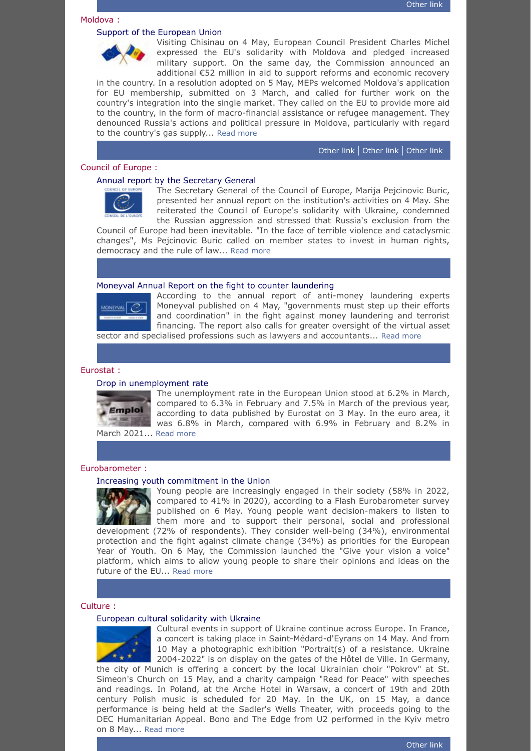Other link

## Moldova :

### Support of the European Union

Visiting Chisinau on 4 May, European Council President Charles Michel expressed the EU's solidarity with Moldova and pledged increased military support. On the same day, the Commission announced an additional €52 million in aid to support reforms and economic recovery in the country. In a resolution adopted on 5 May, MEPs welcomed Moldova's application for EU membership, submitted on 3 March, and called for further work on the country's integration into the single market. They called on the EU to provide more aid to the country, in the form of macro-financial assistance or refugee management. They denounced Russia's actions and political pressure in Moldova, particularly with regard to the country's gas supply... Read more

Other link | Other link | Other link

## Council of Europe :

### Annual report by the Secretary General

The Secretary General of the Council of Europe, Marija Pejcinovic Buric, presented her annual report on the institution's activities on 4 May. She reiterated the Council of Europe's solidarity with Ukraine, condemned the Russian aggression and stressed that Russia's exclusion from the Council of Europe had been inevitable. "In the face of terrible violence and cataclysmic changes", Ms Pejcinovic Buric called on member states to invest in human rights, democracy and the rule of law... Read more

### Moneyval Annual Report on the fight to counter laundering

According to the annual report of anti-money laundering experts Moneyval published on 4 May, "governments must step up their efforts and coordination" in the fight against money laundering and terrorist financing. The report also calls for greater oversight of the virtual asset sector and specialised professions such as lawyers and accountants... Read more

## Eurostat :

### Drop in unemployment rate

The unemployment rate in the European Union stood at 6.2% in March, compared to 6.3% in February and 7.5% in March of the previous year, according to data published by Eurostat on 3 May. In the euro area, it was 6.8% in March, compared with 6.9% in February and 8.2% in March 2021... Read more

## Eurobarometer :

### Increasing youth commitment in the Union

Young people are increasingly engaged in their society (58% in 2022, compared to 41% in 2020), according to a Flash Eurobarometer survey published on 6 May. Young people want decision-makers to listen to them more and to support their personal, social and professional development (72% of respondents). They consider well-being (34%), environmental protection and the fight against climate change (34%) as priorities for the European Year of Youth. On 6 May, the Commission launched the "Give your vision a voice" platform, which aims to allow young people to share their opinions and ideas on the future of the EU... Read more

## Culture :

### European cultural solidarity with Ukraine

Cultural events in support of Ukraine continue across Europe. In France, a concert is taking place in Saint-Médard-d'Eyrans on 14 May. And from 10 May a photographic exhibition "Portrait(s) of a resistance. Ukraine 2004-2022" is on display on the gates of the Hôtel de Ville. In Germany, the city of Munich is offering a concert by the local Ukrainian choir "Pokrov" at St. Simeon's Church on 15 May, and a charity campaign "Read for Peace" with speeches and readings. In Poland, at the Arche Hotel in Warsaw, a concert of 19th and 20th century Polish music is scheduled for 20 May. In the UK, on 15 May, a dance performance is being held at the Sadler's Wells Theater, with proceeds going to the DEC Humanitarian Appeal. Bono and The Edge from U2 performed in the Kyiv metro on 8 May... Read more

Other link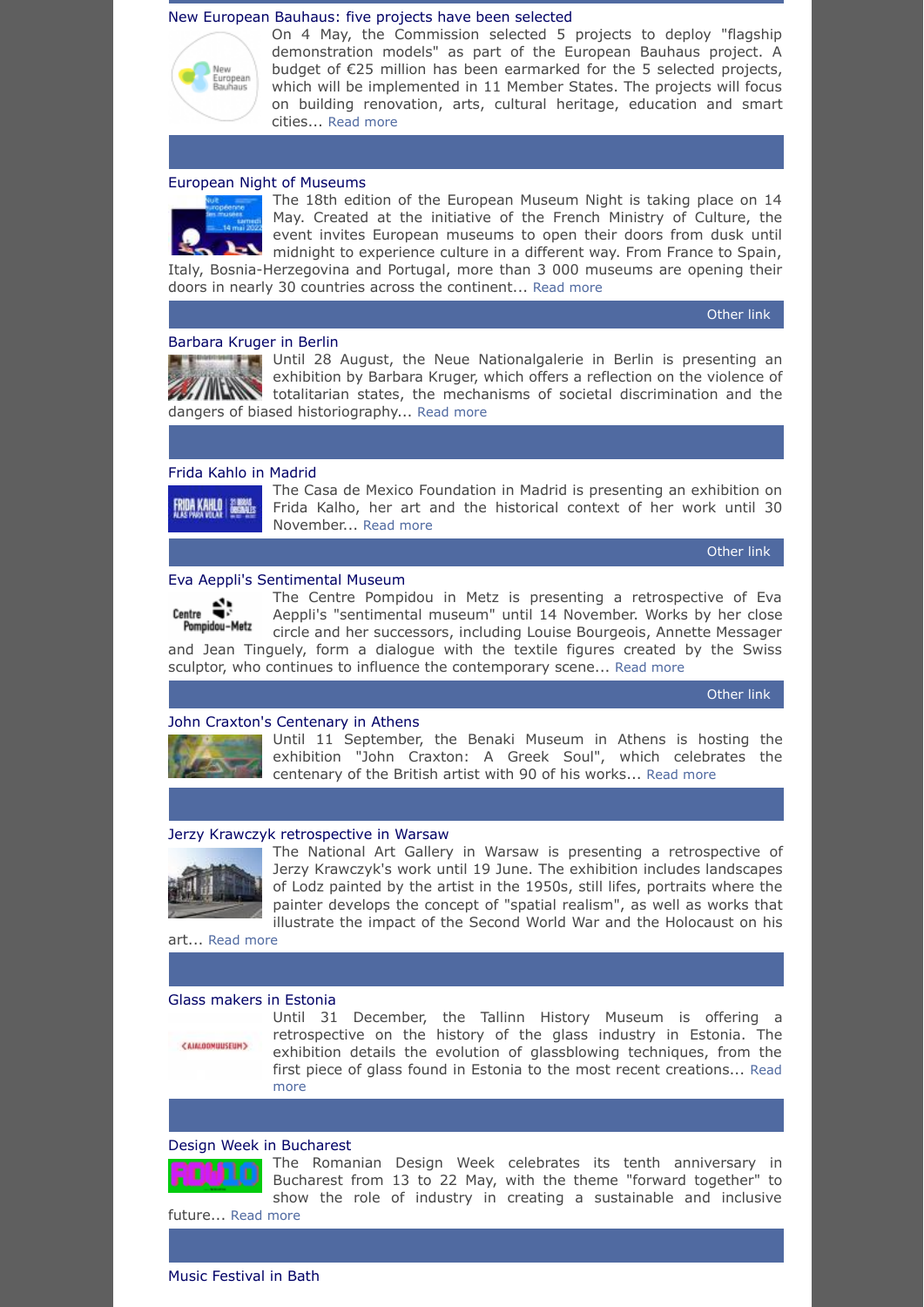### New European Bauhaus: five projects have been selected

On 4 May, the Commission selected 5 projects to deploy "flagship demonstration models" as part of the European Bauhaus project. A budget of €25 million has been earmarked for the 5 selected projects, which will be implemented in 11 Member States. The projects will focus on building renovation, arts, cultural heritage, education and smart cities... Read more

### European Night of Museums

The 18th edition of the European Museum Night is taking place on 14 May. Created at the initiative of the French Ministry of Culture, the event invites European museums to open their doors from dusk until midnight to experience culture in a different way. From France to Spain, Italy, Bosnia-Herzegovina and Portugal, more than 3 000 museums are opening their doors in nearly 30 countries across the continent... Read more

Other link

### Barbara Kruger in Berlin

Until 28 August, the Neue Nationalgalerie in Berlin is presenting an exhibition by Barbara Kruger, which offers a reflection on the violence of totalitarian states, the mechanisms of societal discrimination and the dangers of biased historiography... Read more

### Frida Kahlo in Madrid

The Casa de Mexico Foundation in Madrid is presenting an exhibition on Frida Kalho, her art and the historical context of her work until 30 November... Read more

Other link

### Eva Aeppli's Sentimental Museum

The Centre Pompidou in Metz is presenting a retrospective of Eva Aeppli's "sentimental museum" until 14 November. Works by her close circle and her successors, including Louise Bourgeois, Annette Messager and Jean Tinguely, form a dialogue with the textile figures created by the Swiss sculptor, who continues to influence the contemporary scene... Read more

Other link

### John Craxton's Centenary in Athens

Until 11 September, the Benaki Museum in Athens is hosting the exhibition "John Craxton: A Greek Soul", which celebrates the centenary of the British artist with 90 of his works... Read more

### Jerzy Krawczyk retrospective in Warsaw

The National Art Gallery in Warsaw is presenting a retrospective of Jerzy Krawczyk's work until 19 June. The exhibition includes landscapes of Lodz painted by the artist in the 1950s, still lifes, portraits where the painter develops the concept of "spatial realism", as well as works that illustrate the impact of the Second World War and the Holocaust on his art... Read more

### Glass makers in Estonia

Until 31 December, the Tallinn History Museum is offering a retrospective on the history of the glass industry in Estonia. The exhibition details the evolution of glassblowing techniques, from the first piece of glass found in Estonia to the most recent creations... Read more

### Design Week in Bucharest

The Romanian Design Week celebrates its tenth anniversary in Bucharest from 13 to 22 May, with the theme "forward together" to show the role of industry in creating a sustainable and inclusive future... Read more

### Music Festival in Bath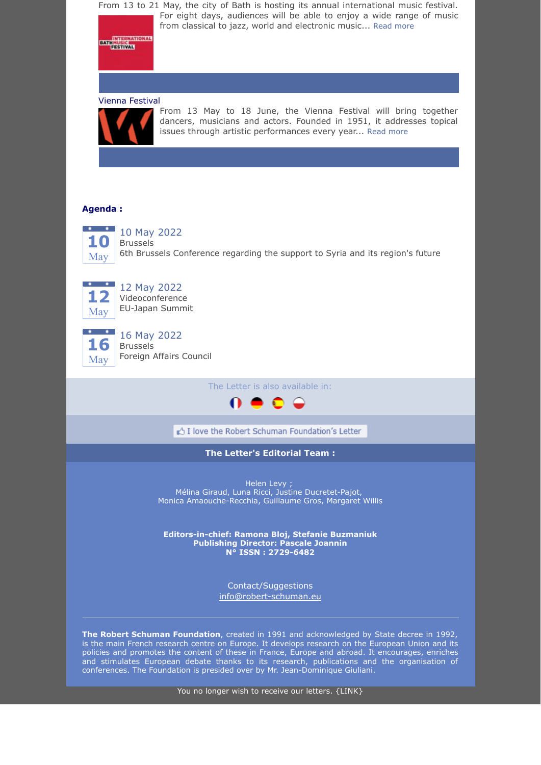From 13 to 21 May, the city of Bath is hosting its annual international music festival. For eight days, audiences will be able to enjoy a wide range of music from classical to jazz, world and electronic music... Read more

Vienna Festival

From 13 May to 18 June, the Vienna Festival will bring together dancers, musicians and actors. Founded in 1951, it addresses topical issues through artistic performances every year... Read more

**Agenda :**

10 May

10 May 2022
Brussels
6th Brussels Conference regarding the support to Syria and its region's future

12 May

12 May 2022
Videoconference
EU-Japan Summit

16 May

16 May 2022
Brussels
Foreign Affairs Council

The Letter is also available in:

I love the Robert Schuman Foundation's Letter

**The Letter's Editorial Team :**

Helen Levy ;
Mélina Giraud, Luna Ricci, Justine Ducretet-Pajot,
Monica Amaouche-Recchia, Guillaume Gros, Margaret Willis

**Editors-in-chief: Ramona Bloj, Stefanie Buzmaniuk**
**Publishing Director: Pascale Joannin**
**N° ISSN : 2729-6482**

Contact/Suggestions
info@robert-schuman.eu

**The Robert Schuman Foundation**, created in 1991 and acknowledged by State decree in 1992, is the main French research centre on Europe. It develops research on the European Union and its policies and promotes the content of these in France, Europe and abroad. It encourages, enriches and stimulates European debate thanks to its research, publications and the organisation of conferences. The Foundation is presided over by Mr. Jean-Dominique Giuliani.

You no longer wish to receive our letters. {LINK}